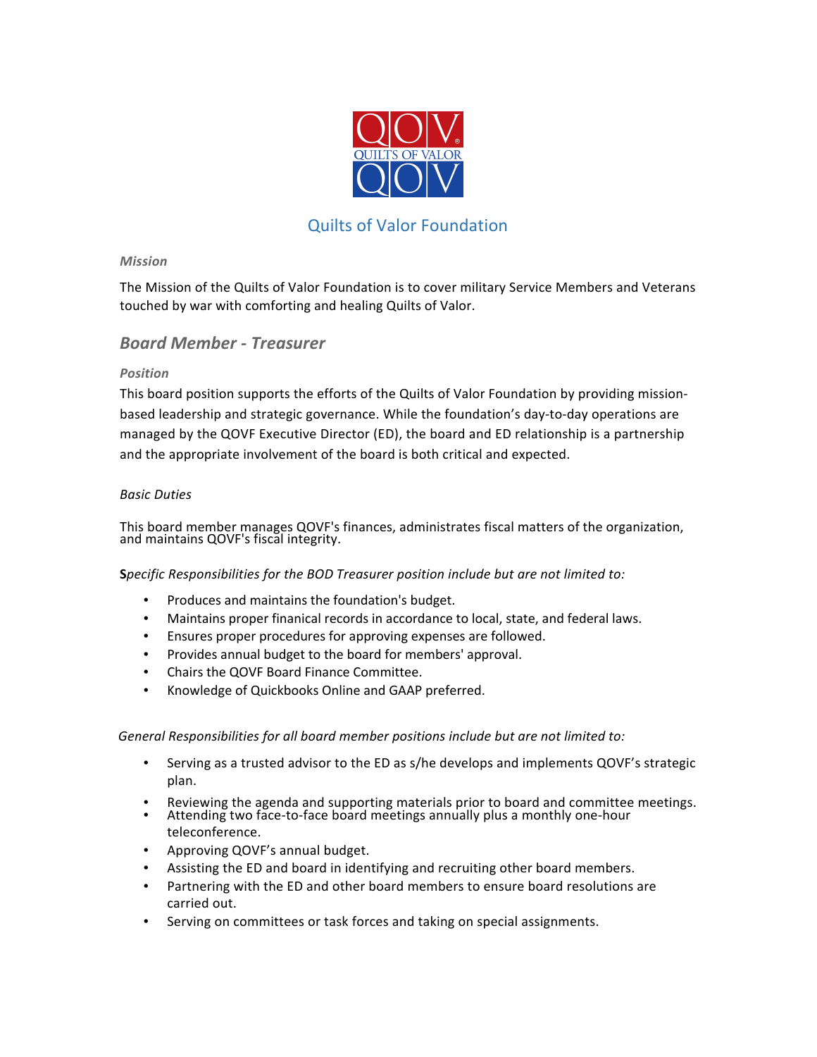QOV
QUILTS OF VALOR
QOV

# Quilts of Valor Foundation

*Mission*

The Mission of the Quilts of Valor Foundation is to cover military Service Members and Veterans touched by war with comforting and healing Quilts of Valor.

## *Board Member - Treasurer*

*Position*

This board position supports the efforts of the Quilts of Valor Foundation by providing mission-based leadership and strategic governance. While the foundation's day-to-day operations are managed by the QOVF Executive Director (ED), the board and ED relationship is a partnership and the appropriate involvement of the board is both critical and expected.

*Basic Duties*

This board member manages QOVF's finances, administrates fiscal matters of the organization, and maintains QOVF's fiscal integrity.

**S***pecific Responsibilities for the BOD Treasurer position include but are not limited to:*

- Produces and maintains the foundation's budget.
- Maintains proper finanical records in accordance to local, state, and federal laws.
- Ensures proper procedures for approving expenses are followed.
- Provides annual budget to the board for members' approval.
- Chairs the QOVF Board Finance Committee.
- Knowledge of Quickbooks Online and GAAP preferred.

*General Responsibilities for all board member positions include but are not limited to:*

- Serving as a trusted advisor to the ED as s/he develops and implements QOVF's strategic plan.
- Reviewing the agenda and supporting materials prior to board and committee meetings.
- Attending two face-to-face board meetings annually plus a monthly one-hour teleconference.
- Approving QOVF's annual budget.
- Assisting the ED and board in identifying and recruiting other board members.
- Partnering with the ED and other board members to ensure board resolutions are carried out.
- Serving on committees or task forces and taking on special assignments.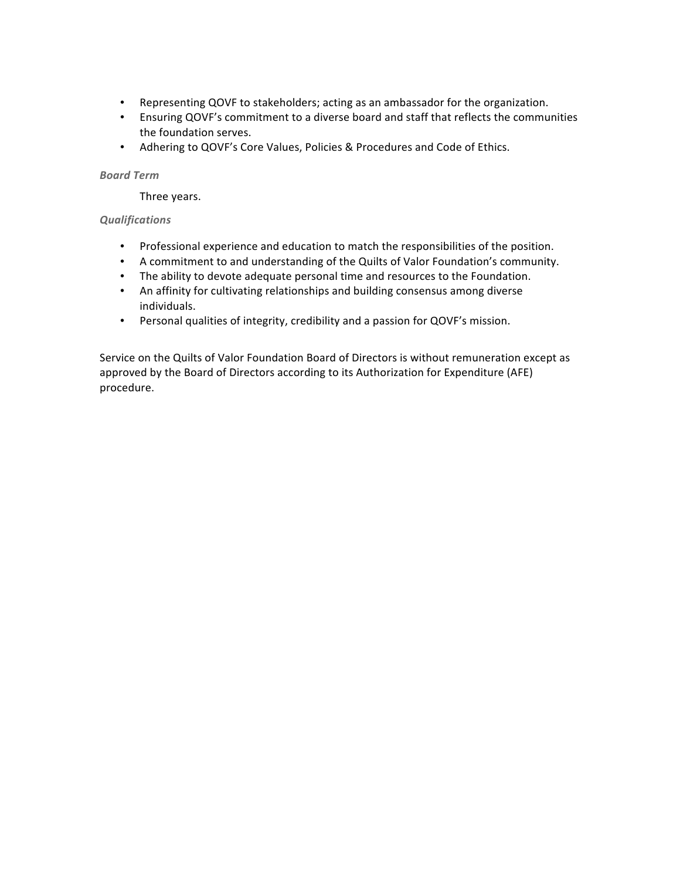- Representing QOVF to stakeholders; acting as an ambassador for the organization.
- Ensuring QOVF's commitment to a diverse board and staff that reflects the communities the foundation serves.
- Adhering to QOVF's Core Values, Policies & Procedures and Code of Ethics.

***Board Term***

Three years.

***Qualifications***

- Professional experience and education to match the responsibilities of the position.
- A commitment to and understanding of the Quilts of Valor Foundation's community.
- The ability to devote adequate personal time and resources to the Foundation.
- An affinity for cultivating relationships and building consensus among diverse individuals.
- Personal qualities of integrity, credibility and a passion for QOVF's mission.

Service on the Quilts of Valor Foundation Board of Directors is without remuneration except as approved by the Board of Directors according to its Authorization for Expenditure (AFE) procedure.